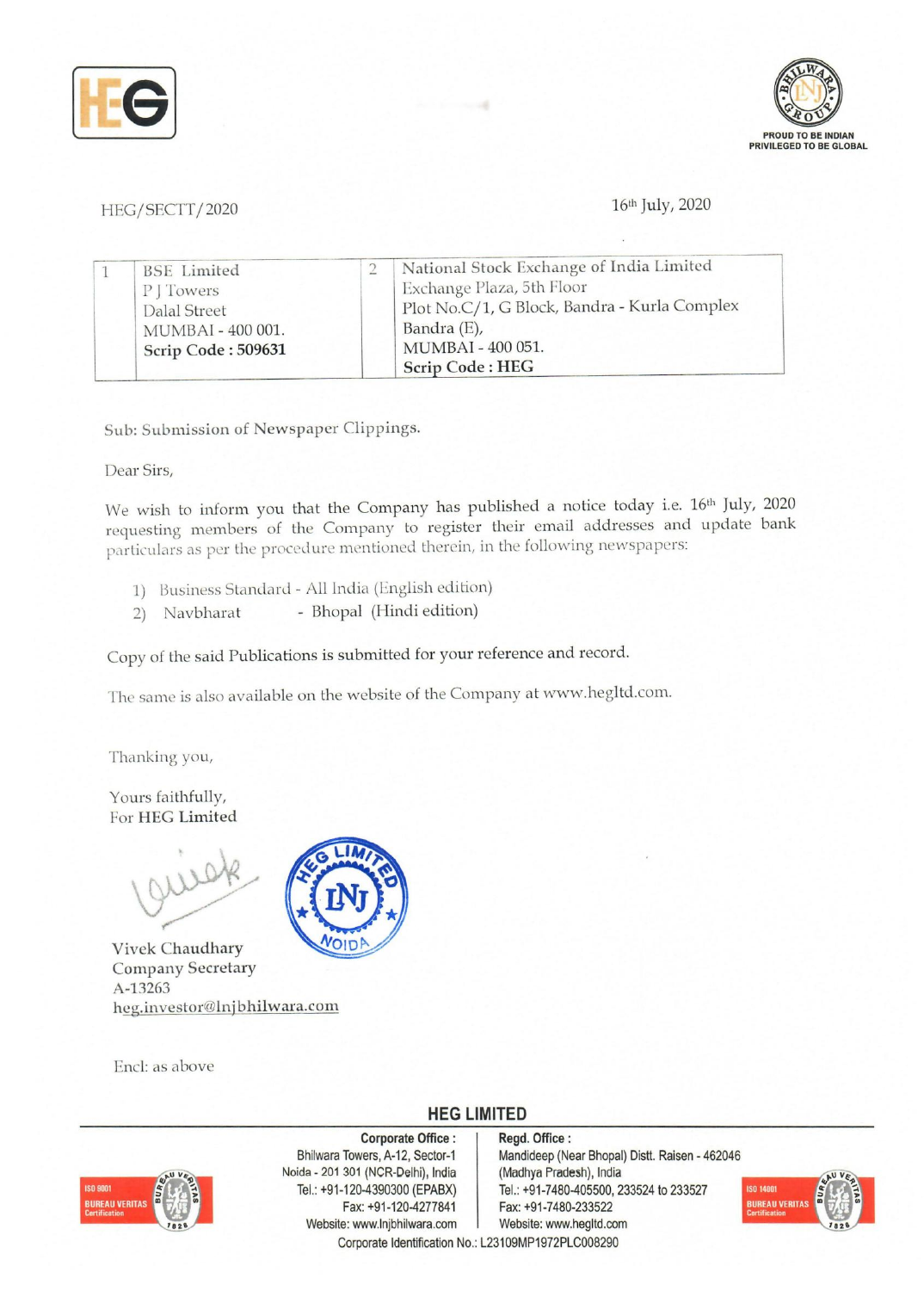HEG/SECTT/2020

16th July, 2020

| 1 | BSE Limited<br>P J Towers<br>Dalal Street<br>MUMBAI - 400 001.<br>**Scrip Code : 509631** | 2 | National Stock Exchange of India Limited<br>Exchange Plaza, 5th Floor<br>Plot No.C/1, G Block, Bandra - Kurla Complex<br>Bandra (E),<br>MUMBAI - 400 051.<br>**Scrip Code : HEG** |
|---|---|---|---|

Sub: Submission of Newspaper Clippings.

Dear Sirs,

We wish to inform you that the Company has published a notice today i.e. 16th July, 2020 requesting members of the Company to register their email addresses and update bank particulars as per the procedure mentioned therein, in the following newspapers:

1) Business Standard - All India (English edition)
2) Navbharat - Bhopal (Hindi edition)

Copy of the said Publications is submitted for your reference and record.

The same is also available on the website of the Company at www.hegltd.com.

Thanking you,

Yours faithfully,
For **HEG Limited**

Vivek Chaudhary
Company Secretary
A-13263
heg.investor@lnjbhilwara.com

Encl: as above

**HEG LIMITED**

**Corporate Office :**
Bhilwara Towers, A-12, Sector-1
Noida - 201 301 (NCR-Delhi), India
Tel.: +91-120-4390300 (EPABX)
Fax: +91-120-4277841
Website: www.lnjbhilwara.com

**Regd. Office :**
Mandideep (Near Bhopal) Distt. Raisen - 462046
(Madhya Pradesh), India
Tel.: +91-7480-405500, 233524 to 233527
Fax: +91-7480-233522
Website: www.hegltd.com

Corporate Identification No.: L23109MP1972PLC008290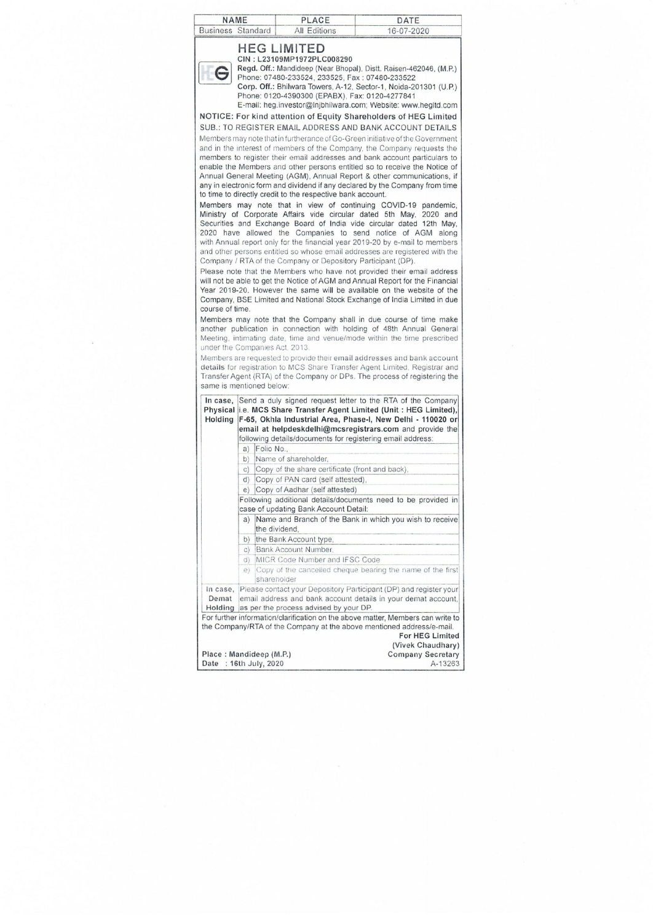| NAME | PLACE | DATE |
|---|---|---|
| Business Standard | All Editions | 16-07-2020 |

# HEG LIMITED

**CIN : L23109MP1972PLC008290**

**Regd. Off.:** Mandideep (Near Bhopal), Distt. Raisen-462046, (M.P.)
Phone: 07480-233524, 233525, Fax : 07480-233522
**Corp. Off.:** Bhilwara Towers, A-12, Sector-1, Noida-201301 (U.P.)
Phone: 0120-4390300 (EPABX), Fax: 0120-4277841
E-mail: heg.investor@lnjbhilwara.com; Website: www.hegltd.com

**NOTICE: For kind attention of Equity Shareholders of HEG Limited**

**SUB.: TO REGISTER EMAIL ADDRESS AND BANK ACCOUNT DETAILS**

Members may note that in furtherance of Go-Green initiative of the Government and in the interest of members of the Company, the Company requests the members to register their email addresses and bank account particulars to enable the Members and other persons entitled so to receive the Notice of Annual General Meeting (AGM), Annual Report & other communications, if any in electronic form and dividend if any declared by the Company from time to time to directly credit to the respective bank account.

Members may note that in view of continuing COVID-19 pandemic, Ministry of Corporate Affairs vide circular dated 5th May, 2020 and Securities and Exchange Board of India vide circular dated 12th May, 2020 have allowed the Companies to send notice of AGM along with Annual report only for the financial year 2019-20 by e-mail to members and other persons entitled so whose email addresses are registered with the Company / RTA of the Company or Depository Participant (DP).

Please note that the Members who have not provided their email address will not be able to get the Notice of AGM and Annual Report for the Financial Year 2019-20. However the same will be available on the website of the Company, BSE Limited and National Stock Exchange of India Limited in due course of time.

Members may note that the Company shall in due course of time make another publication in connection with holding of 48th Annual General Meeting, intimating date, time and venue/mode within the time prescribed under the Companies Act, 2013.

Members are requested to provide their email addresses and bank account details for registration to MCS Share Transfer Agent Limited, Registrar and Transfer Agent (RTA) of the Company or DPs. The process of registering the same is mentioned below:

| | |
|---|---|
| **In case, Physical Holding** | Send a duly signed request letter to the RTA of the Company i.e. **MCS Share Transfer Agent Limited (Unit : HEG Limited), F-65, Okhla Industrial Area, Phase-I, New Delhi - 110020 or email at helpdeskdelhi@mcsregistrars.com** and provide the following details/documents for registering email address:<br>a) Folio No.,<br>b) Name of shareholder,<br>c) Copy of the share certificate (front and back),<br>d) Copy of PAN card (self attested),<br>e) Copy of Aadhar (self attested)<br>Following additional details/documents need to be provided in case of updating Bank Account Detail:<br>a) Name and Branch of the Bank in which you wish to receive the dividend,<br>b) the Bank Account type,<br>c) Bank Account Number,<br>d) MICR Code Number and IFSC Code<br>e) Copy of the cancelled cheque bearing the name of the first shareholder |
| **In case, Demat Holding** | Please contact your Depository Participant (DP) and register your email address and bank account details in your demat account, as per the process advised by your DP. |

For further information/clarification on the above matter, Members can write to the Company/RTA of the Company at the above mentioned address/e-mail.

**For HEG Limited**
(Vivek Chaudhary)
Company Secretary
A-13263

**Place : Mandideep (M.P.)**
**Date : 16th July, 2020**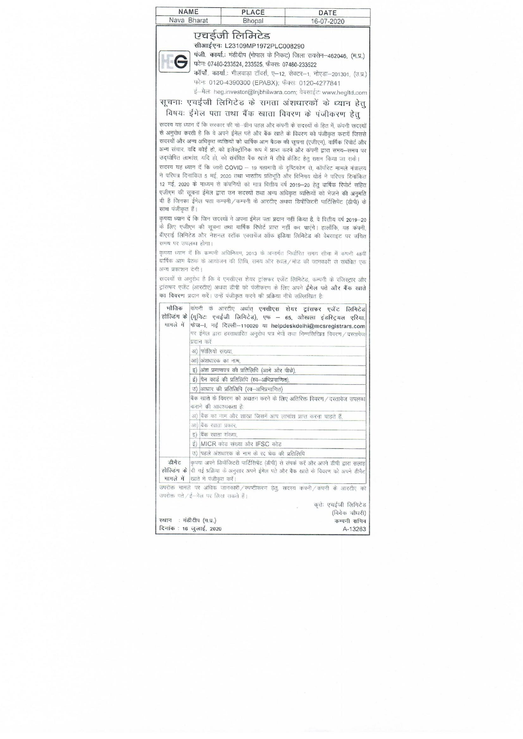| NAME | PLACE | DATE |
|---|---|---|
| Nava Bharat | Bhopal | 16-07-2020 |

# एचईजी लिमिटेड

**सीआईएन: L23109MP1972PLC008290**

**पंजी. कार्या.:** मंडीदीप (भोपाल के निकट) जिला रायसेन–462046, (म.प्र.)
फोन: 07480-233524, 233525, फैक्स: 07480-233522
**कॉर्पो. कार्या.:** भीलवाड़ा टॉवर्स, ए–12, सेक्टर–1, नोएडा–201301, (उ.प्र.)
फोन: 0120-4390300 (EPABX); फैक्स: 0120-4277841
ई–मेल: heg.investor@lnjbhilwara.com; वेबसाईट: www.hegltd.com

## सूचनाः एचईजी लिमिटेड के समता अंशधारकों के ध्यान हेतु
## विषयः ईमेल पता तथा बैंक खाता विवरण के पंजीकरण हेतु

सदस्य यह ध्यान दें कि सरकार की गो–ग्रीन पहल और कंपनी के सदस्यों के हित में, कंपनी सदस्यों से अनुरोध करती है कि वे अपने ईमेल पते और बैंक खाते के विवरण को पंजीकृत करायें जिससे सदस्यों और अन्य अधिकृत व्यक्तियों को वार्षिक आम बैठक की सूचना (एजीएम), वार्षिक रिपोर्ट और अन्य संचार, यदि कोई हो, को इलेक्ट्रॉनिक रूप में प्राप्त करने और कंपनी द्वारा समय–समय पर उद्घोषित लाभांश, यदि हो, को संबंधित बैंक खाते में सीधे क्रेडिट हेतु सक्षम किया जा सके।

सदस्य यह ध्यान दें कि जारी COVID – 19 महामारी के दृष्टिकोण से, कॉर्पोरेट मामले मंत्रालय ने परिपत्र दिनांकित 5 मई, 2020 तथा भारतीय प्रतिभूति और विनिमय बोर्ड ने परिपत्र दिनांकित 12 मई, 2020 के माध्यम से कंपनियों को मात्र वित्तीय वर्ष 2019–20 हेतु वार्षिक रिपोर्ट सहित एजीएम की सूचना ईमेल द्वारा उन सदस्यों तथा अन्य अधिकृत व्यक्तियों को भेजने की अनुमति दी है जिनका ईमेल पता कंपनी/कम्पनी के आरटीए अथवा डिपॉजिटरी पार्टिसिपेंट (डीपी) के साथ पंजीकृत हैं।

कृपया ध्यान दें कि जिन सदस्यों ने अपना ईमेल पता प्रदान नहीं किया है, वे वित्तीय वर्ष 2019–20 के लिए एजीएम की सूचना तथा वार्षिक रिपोर्ट प्राप्त नहीं कर पाएंगे। हालाँकि, यह कंपनी, बीएसई लिमिटेड और नेशनल स्टॉक एक्सचेंज ऑफ इंडिया लिमिटेड की वेबसाइट पर उचित समय पर उपलब्ध होगा।

कृपया ध्यान दें कि कम्पनी अधिनियम, 2013 के अन्तर्गत निर्धारित समय सीमा में कंपनी 48वीं वार्षिक आम बैठक के आयोजन की तिथि, समय और स्थल/मोड की जानकारी से संबंधित एक अन्य प्रकाशन देगी।

सदस्यों से अनुरोध है कि वे एमसीएस शेयर ट्रांसफर एजेंट लिमिटेड, कम्पनी के रजिस्ट्रार और ट्रांसफर एजेंट (आरटीए) अथवा डीपी को पंजीकरण के लिए अपने **ईमेल पते और बैंक खाते का विवरण** प्रदान करें। उन्हें पंजीकृत करने की प्रक्रिया नीचे उल्लिखित हैः

| | | |
|---|---|---|
| **भौतिक होल्डिंग के मामले में** | कंपनी के आरटीए अर्थात् **एमसीएस शेयर ट्रांसफर एजेंट लिमिटेड** (यूनिटः एचईजी लिमिटेड), एफ – 65, ओखला इंडस्ट्रियल एरिया, फेज–I, नई दिल्ली–110020 या **helpdeskdelhi@mcsregistrars.com** पर ईमेल द्वारा हस्ताक्षारित अनुरोध पत्र भेजें तथा निम्नलिखित विवरण/दस्तावेज प्रदान करें | |
| | अ) | फोलियो संख्या, |
| | आ) | अंशधारक का नाम, |
| | इ) | अंश प्रमाणपत्र की प्रतिलिपि (आगे और पीछे), |
| | ई) | पैन कार्ड की प्रतिलिपि (स्व–अभिप्रमाणित), |
| | उ) | आधार की प्रतिलिपि (स्व–अभिप्रमाणित) |
| | बैंक खाते के विवरण को अद्यतन करने के लिए अतिरिक्त विवरण/दस्तावेज उपलब्ध कराने की आवश्यकता हैः | |
| | अ) | बैंक का नाम और शाखा जिसमें आप लाभांश प्राप्त करना चाहते हैं, |
| | आ) | बैंक खाता प्रकार, |
| | इ) | बैंक खाता संख्या, |
| | ई) | MICR कोड संख्या और IFSC कोड |
| | उ) | पहले अंशधारक के नाम के रद्द चेक की प्रतिलिपि |
| **डीमैट होल्डिंग के मामले में** | कृपया अपने डिपॉजिटरी पार्टिसिपेंट (डीपी) से संपर्क करें और अपने डीपी द्वारा सलाह दी गई प्रक्रिया के अनुसार अपने ईमेल पते और बैंक खाते के विवरण को अपने डीमैट खाते में पंजीकृत करें। | |

उपरोक्त मामले पर अधिक जानकारी/स्पष्टीकरण हेतु, सदस्य कंपनी/कंपनी के आरटीए को उपरोक्त पते/ई–मेल पर लिख सकते हैं।

कृतेः एचईजी लिमिटेड
(विवेक चौधरी)
कम्पनी सचिव
A-13263

स्थान : मंडीदीप (म.प्र.)
दिनांक : 16 जुलाई, 2020